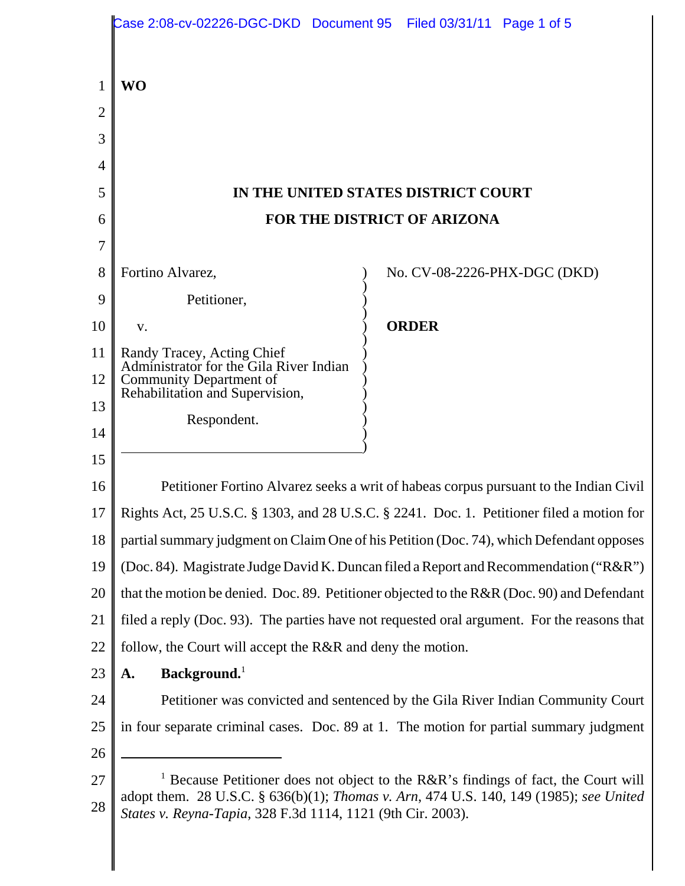**WO**

# IN THE UNITED STATES DISTRICT COURT
# FOR THE DISTRICT OF ARIZONA

| | |
|---|---|
| Fortino Alvarez,<br><br>Petitioner,<br><br>v.<br><br>Randy Tracey, Acting Chief Administrator for the Gila River Indian Community Department of Rehabilitation and Supervision,<br><br>Respondent. | No. CV-08-2226-PHX-DGC (DKD)<br><br>**ORDER** |

Petitioner Fortino Alvarez seeks a writ of habeas corpus pursuant to the Indian Civil Rights Act, 25 U.S.C. § 1303, and 28 U.S.C. § 2241. Doc. 1. Petitioner filed a motion for partial summary judgment on Claim One of his Petition (Doc. 74), which Defendant opposes (Doc. 84). Magistrate Judge David K. Duncan filed a Report and Recommendation ("R&R") that the motion be denied. Doc. 89. Petitioner objected to the R&R (Doc. 90) and Defendant filed a reply (Doc. 93). The parties have not requested oral argument. For the reasons that follow, the Court will accept the R&R and deny the motion.

**A. Background.**[1]

Petitioner was convicted and sentenced by the Gila River Indian Community Court in four separate criminal cases. Doc. 89 at 1. The motion for partial summary judgment

---

[1] Because Petitioner does not object to the R&R's findings of fact, the Court will adopt them. 28 U.S.C. § 636(b)(1); *Thomas v. Arn*, 474 U.S. 140, 149 (1985); *see United States v. Reyna-Tapia*, 328 F.3d 1114, 1121 (9th Cir. 2003).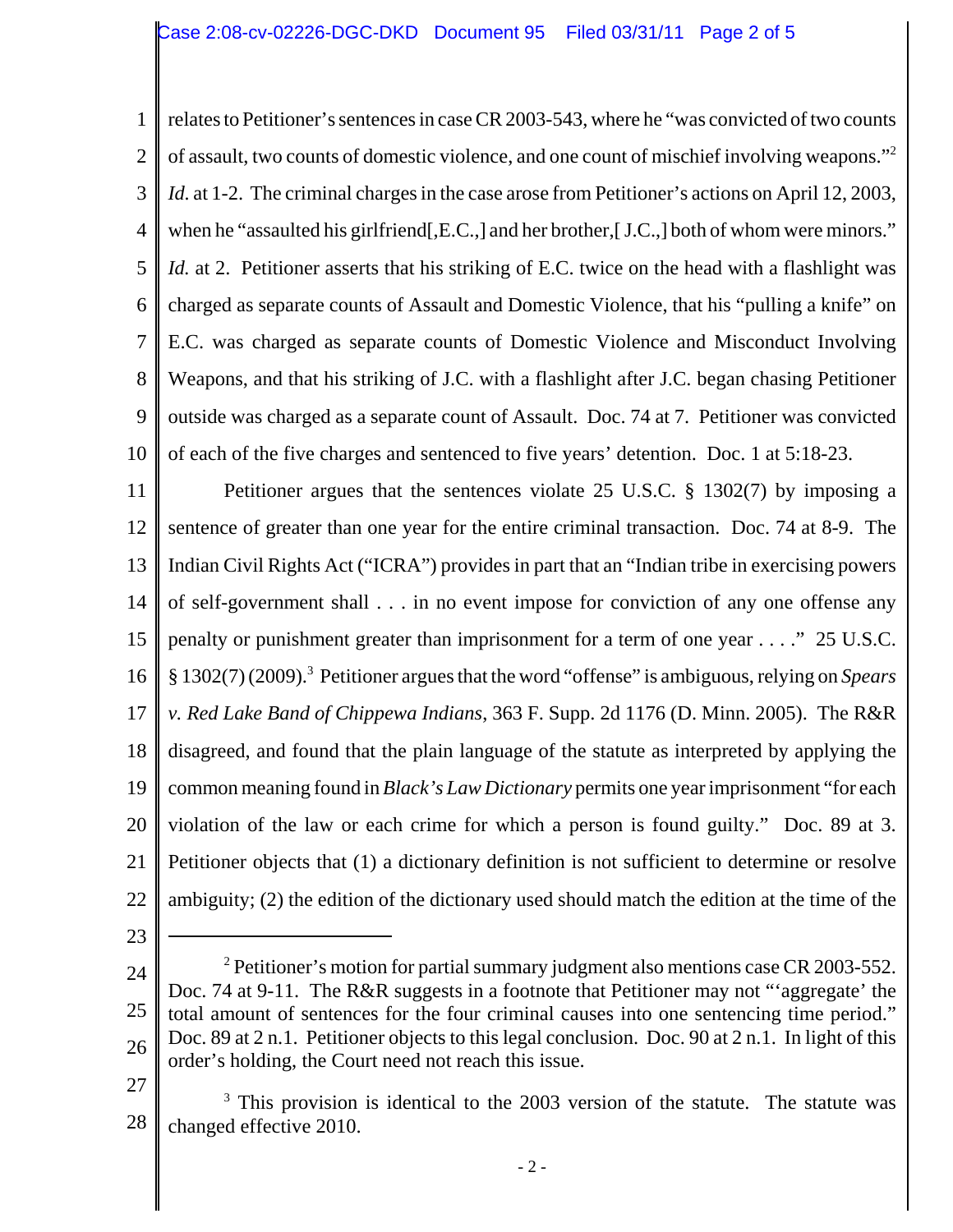relates to Petitioner's sentences in case CR 2003-543, where he "was convicted of two counts of assault, two counts of domestic violence, and one count of mischief involving weapons."[2] *Id.* at 1-2. The criminal charges in the case arose from Petitioner's actions on April 12, 2003, when he "assaulted his girlfriend[,E.C.,] and her brother,[ J.C.,] both of whom were minors." *Id.* at 2. Petitioner asserts that his striking of E.C. twice on the head with a flashlight was charged as separate counts of Assault and Domestic Violence, that his "pulling a knife" on E.C. was charged as separate counts of Domestic Violence and Misconduct Involving Weapons, and that his striking of J.C. with a flashlight after J.C. began chasing Petitioner outside was charged as a separate count of Assault. Doc. 74 at 7. Petitioner was convicted of each of the five charges and sentenced to five years' detention. Doc. 1 at 5:18-23.

Petitioner argues that the sentences violate 25 U.S.C. § 1302(7) by imposing a sentence of greater than one year for the entire criminal transaction. Doc. 74 at 8-9. The Indian Civil Rights Act ("ICRA") provides in part that an "Indian tribe in exercising powers of self-government shall . . . in no event impose for conviction of any one offense any penalty or punishment greater than imprisonment for a term of one year . . . ." 25 U.S.C. § 1302(7) (2009).[3] Petitioner argues that the word "offense" is ambiguous, relying on *Spears v. Red Lake Band of Chippewa Indians*, 363 F. Supp. 2d 1176 (D. Minn. 2005). The R&R disagreed, and found that the plain language of the statute as interpreted by applying the common meaning found in *Black's Law Dictionary* permits one year imprisonment "for each violation of the law or each crime for which a person is found guilty." Doc. 89 at 3. Petitioner objects that (1) a dictionary definition is not sufficient to determine or resolve ambiguity; (2) the edition of the dictionary used should match the edition at the time of the

---

[2] Petitioner's motion for partial summary judgment also mentions case CR 2003-552. Doc. 74 at 9-11. The R&R suggests in a footnote that Petitioner may not "'aggregate' the total amount of sentences for the four criminal causes into one sentencing time period." Doc. 89 at 2 n.1. Petitioner objects to this legal conclusion. Doc. 90 at 2 n.1. In light of this order's holding, the Court need not reach this issue.

[3] This provision is identical to the 2003 version of the statute. The statute was changed effective 2010.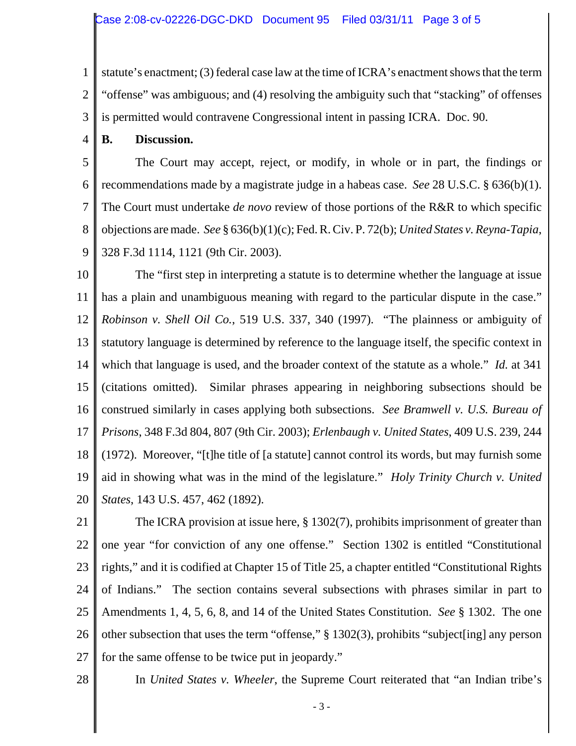statute's enactment; (3) federal case law at the time of ICRA's enactment shows that the term "offense" was ambiguous; and (4) resolving the ambiguity such that "stacking" of offenses is permitted would contravene Congressional intent in passing ICRA. Doc. 90.

**B. Discussion.**

The Court may accept, reject, or modify, in whole or in part, the findings or recommendations made by a magistrate judge in a habeas case. *See* 28 U.S.C. § 636(b)(1). The Court must undertake *de novo* review of those portions of the R&R to which specific objections are made. *See* § 636(b)(1)(c); Fed. R. Civ. P. 72(b); *United States v. Reyna-Tapia*, 328 F.3d 1114, 1121 (9th Cir. 2003).

The "first step in interpreting a statute is to determine whether the language at issue has a plain and unambiguous meaning with regard to the particular dispute in the case." *Robinson v. Shell Oil Co.*, 519 U.S. 337, 340 (1997). "The plainness or ambiguity of statutory language is determined by reference to the language itself, the specific context in which that language is used, and the broader context of the statute as a whole." *Id.* at 341 (citations omitted). Similar phrases appearing in neighboring subsections should be construed similarly in cases applying both subsections. *See Bramwell v. U.S. Bureau of Prisons*, 348 F.3d 804, 807 (9th Cir. 2003); *Erlenbaugh v. United States*, 409 U.S. 239, 244 (1972). Moreover, "[t]he title of [a statute] cannot control its words, but may furnish some aid in showing what was in the mind of the legislature." *Holy Trinity Church v. United States*, 143 U.S. 457, 462 (1892).

The ICRA provision at issue here, § 1302(7), prohibits imprisonment of greater than one year "for conviction of any one offense." Section 1302 is entitled "Constitutional rights," and it is codified at Chapter 15 of Title 25, a chapter entitled "Constitutional Rights of Indians." The section contains several subsections with phrases similar in part to Amendments 1, 4, 5, 6, 8, and 14 of the United States Constitution. *See* § 1302. The one other subsection that uses the term "offense," § 1302(3), prohibits "subject[ing] any person for the same offense to be twice put in jeopardy."

In *United States v. Wheeler*, the Supreme Court reiterated that "an Indian tribe's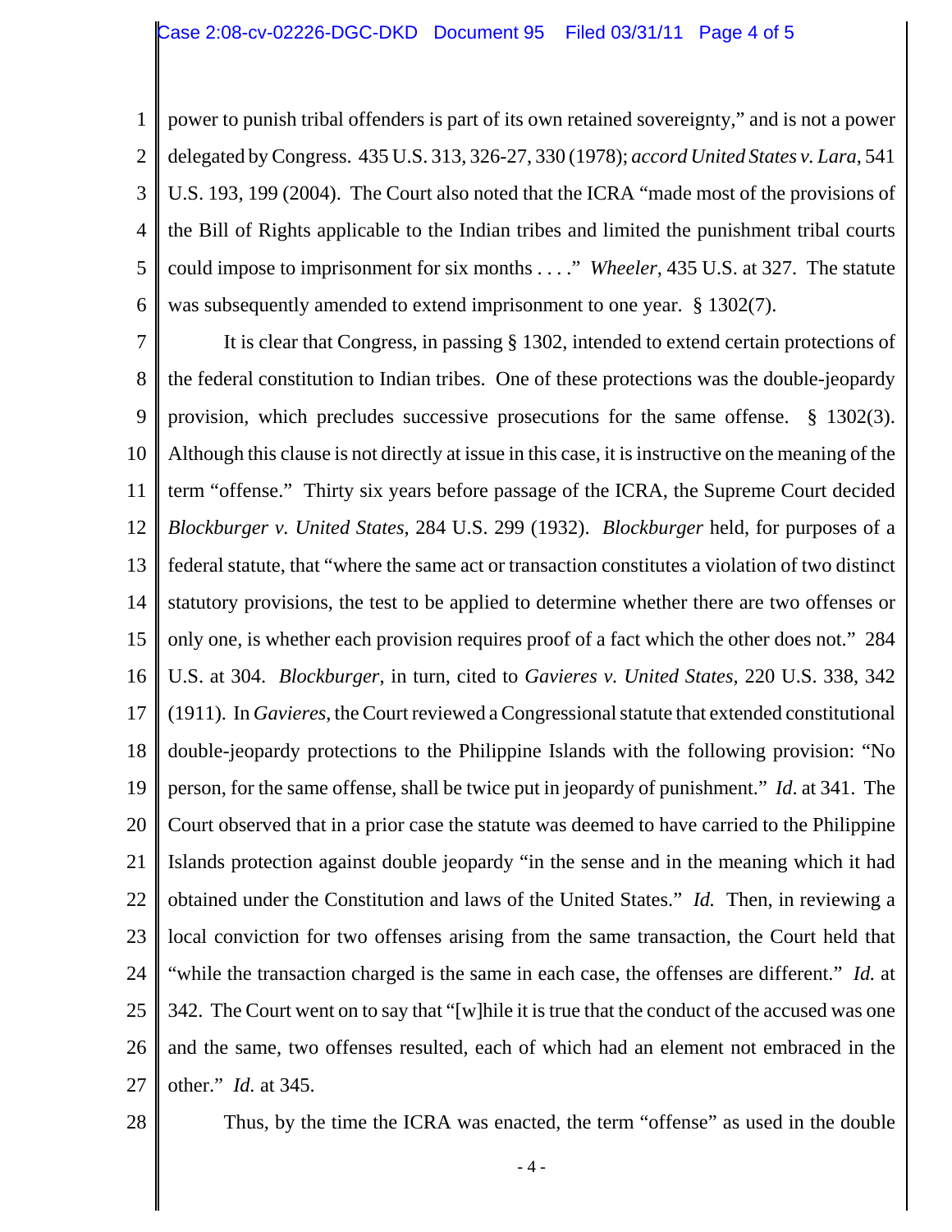power to punish tribal offenders is part of its own retained sovereignty," and is not a power delegated by Congress. 435 U.S. 313, 326-27, 330 (1978); *accord United States v. Lara*, 541 U.S. 193, 199 (2004). The Court also noted that the ICRA "made most of the provisions of the Bill of Rights applicable to the Indian tribes and limited the punishment tribal courts could impose to imprisonment for six months . . . ." *Wheeler*, 435 U.S. at 327. The statute was subsequently amended to extend imprisonment to one year. § 1302(7).

It is clear that Congress, in passing § 1302, intended to extend certain protections of the federal constitution to Indian tribes. One of these protections was the double-jeopardy provision, which precludes successive prosecutions for the same offense. § 1302(3). Although this clause is not directly at issue in this case, it is instructive on the meaning of the term "offense." Thirty six years before passage of the ICRA, the Supreme Court decided *Blockburger v. United States*, 284 U.S. 299 (1932). *Blockburger* held, for purposes of a federal statute, that "where the same act or transaction constitutes a violation of two distinct statutory provisions, the test to be applied to determine whether there are two offenses or only one, is whether each provision requires proof of a fact which the other does not." 284 U.S. at 304. *Blockburger*, in turn, cited to *Gavieres v. United States*, 220 U.S. 338, 342 (1911). In *Gavieres*, the Court reviewed a Congressional statute that extended constitutional double-jeopardy protections to the Philippine Islands with the following provision: "No person, for the same offense, shall be twice put in jeopardy of punishment." *Id.* at 341. The Court observed that in a prior case the statute was deemed to have carried to the Philippine Islands protection against double jeopardy "in the sense and in the meaning which it had obtained under the Constitution and laws of the United States." *Id.* Then, in reviewing a local conviction for two offenses arising from the same transaction, the Court held that "while the transaction charged is the same in each case, the offenses are different." *Id.* at 342. The Court went on to say that "[w]hile it is true that the conduct of the accused was one and the same, two offenses resulted, each of which had an element not embraced in the other." *Id.* at 345.

Thus, by the time the ICRA was enacted, the term "offense" as used in the double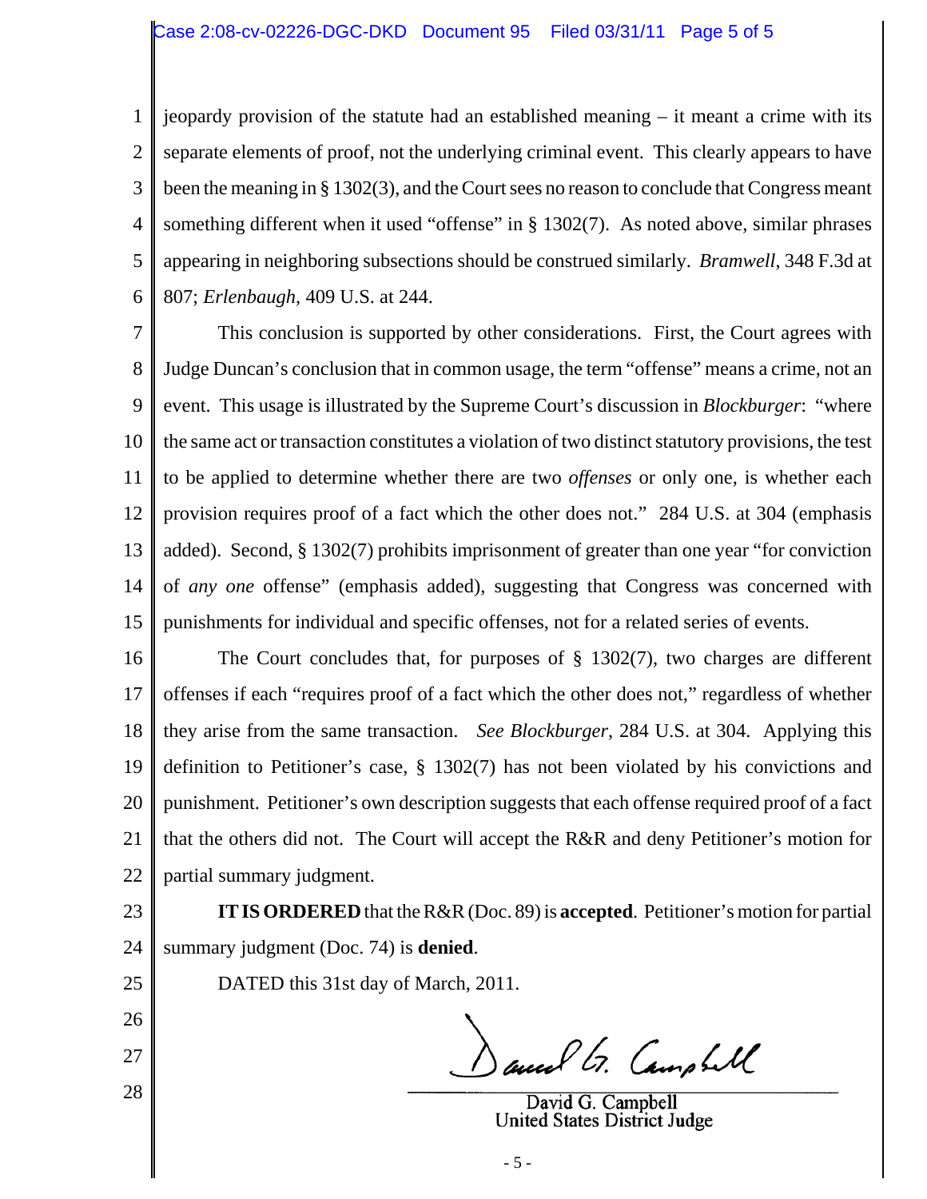jeopardy provision of the statute had an established meaning – it meant a crime with its separate elements of proof, not the underlying criminal event. This clearly appears to have been the meaning in § 1302(3), and the Court sees no reason to conclude that Congress meant something different when it used "offense" in § 1302(7). As noted above, similar phrases appearing in neighboring subsections should be construed similarly. *Bramwell*, 348 F.3d at 807; *Erlenbaugh*, 409 U.S. at 244.

This conclusion is supported by other considerations. First, the Court agrees with Judge Duncan's conclusion that in common usage, the term "offense" means a crime, not an event. This usage is illustrated by the Supreme Court's discussion in *Blockburger*: "where the same act or transaction constitutes a violation of two distinct statutory provisions, the test to be applied to determine whether there are two *offenses* or only one, is whether each provision requires proof of a fact which the other does not." 284 U.S. at 304 (emphasis added). Second, § 1302(7) prohibits imprisonment of greater than one year "for conviction of *any one* offense" (emphasis added), suggesting that Congress was concerned with punishments for individual and specific offenses, not for a related series of events.

The Court concludes that, for purposes of § 1302(7), two charges are different offenses if each "requires proof of a fact which the other does not," regardless of whether they arise from the same transaction. *See Blockburger*, 284 U.S. at 304. Applying this definition to Petitioner's case, § 1302(7) has not been violated by his convictions and punishment. Petitioner's own description suggests that each offense required proof of a fact that the others did not. The Court will accept the R&R and deny Petitioner's motion for partial summary judgment.

**IT IS ORDERED** that the R&R (Doc. 89) is **accepted**. Petitioner's motion for partial summary judgment (Doc. 74) is **denied**.

DATED this 31st day of March, 2011.

David G. Campbell
United States District Judge